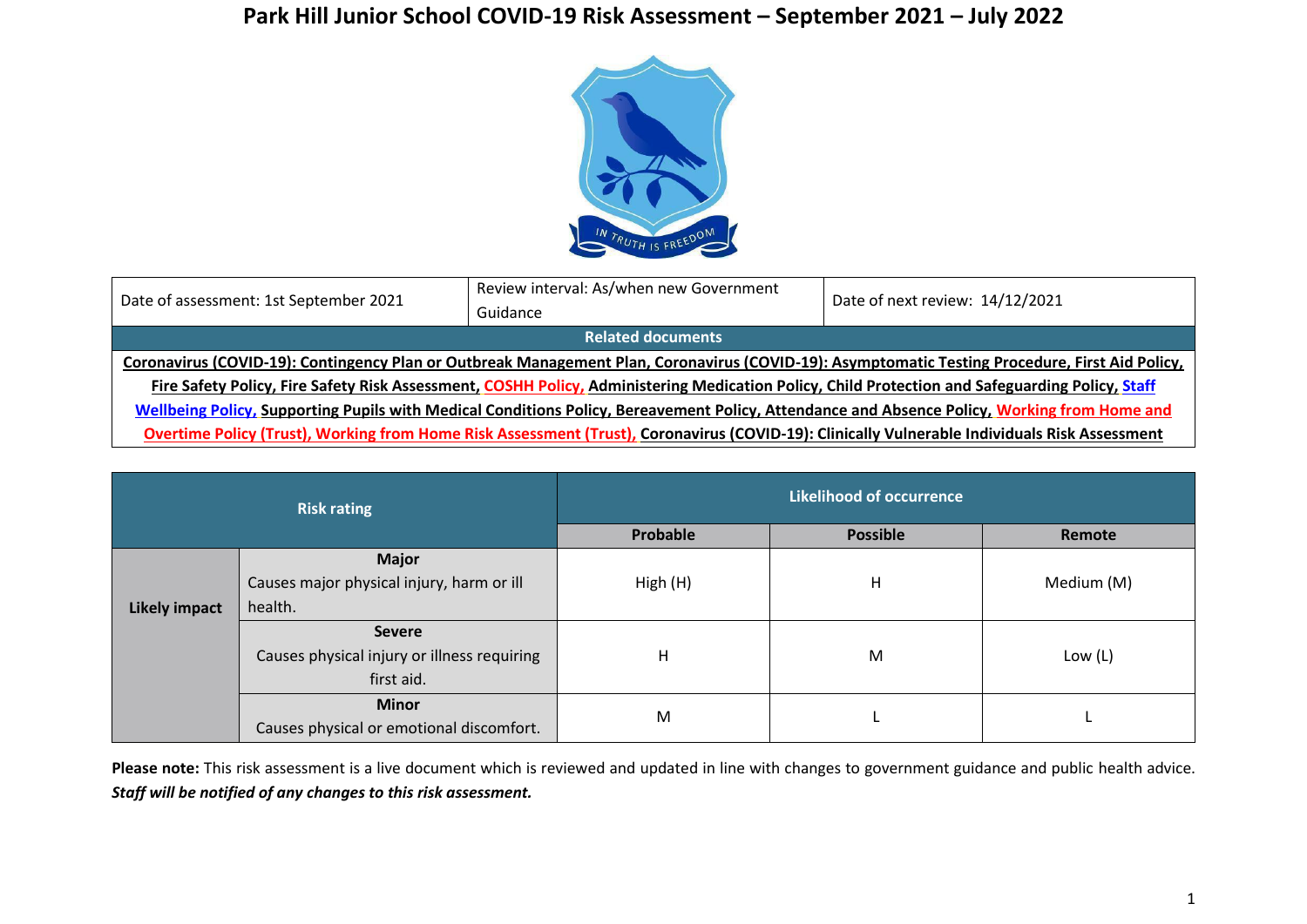# Park Hill Junior School COVID-19 Risk Assessment – September 2021 – July 2022

| Date of assessment: 1st September 2021 | Review interval: As/when new Government Guidance | Date of next review: 14/12/2021 |
|---|---|---|
| **Related documents** | | |
| Coronavirus (COVID-19): Contingency Plan or Outbreak Management Plan, Coronavirus (COVID-19): Asymptomatic Testing Procedure, First Aid Policy, Fire Safety Policy, Fire Safety Risk Assessment, COSHH Policy, Administering Medication Policy, Child Protection and Safeguarding Policy, Staff Wellbeing Policy, Supporting Pupils with Medical Conditions Policy, Bereavement Policy, Attendance and Absence Policy, Working from Home and Overtime Policy (Trust), Working from Home Risk Assessment (Trust), Coronavirus (COVID-19): Clinically Vulnerable Individuals Risk Assessment | | |

| **Risk rating** | | **Likelihood of occurrence** | | |
|---|---|---|---|---|
| | | **Probable** | **Possible** | **Remote** |
| **Likely impact** | **Major** Causes major physical injury, harm or ill health. | High (H) | H | Medium (M) |
| | **Severe** Causes physical injury or illness requiring first aid. | H | M | Low (L) |
| | **Minor** Causes physical or emotional discomfort. | M | L | L |

**Please note:** This risk assessment is a live document which is reviewed and updated in line with changes to government guidance and public health advice. ***Staff will be notified of any changes to this risk assessment.***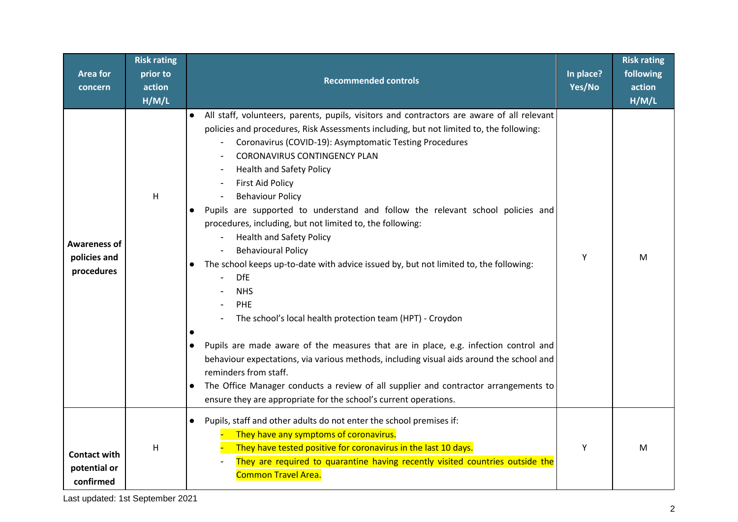| Area for concern | Risk rating prior to action H/M/L | Recommended controls | In place? Yes/No | Risk rating following action H/M/L |
|---|---|---|---|---|
| **Awareness of policies and procedures** | H | ● All staff, volunteers, parents, pupils, visitors and contractors are aware of all relevant policies and procedures, Risk Assessments including, but not limited to, the following:<br>- Coronavirus (COVID-19): Asymptomatic Testing Procedures<br>- CORONAVIRUS CONTINGENCY PLAN<br>- Health and Safety Policy<br>- First Aid Policy<br>- Behaviour Policy<br>● Pupils are supported to understand and follow the relevant school policies and procedures, including, but not limited to, the following:<br>- Health and Safety Policy<br>- Behavioural Policy<br>● The school keeps up-to-date with advice issued by, but not limited to, the following:<br>- DfE<br>- NHS<br>- PHE<br>- The school's local health protection team (HPT) - Croydon<br>●<br>● Pupils are made aware of the measures that are in place, e.g. infection control and behaviour expectations, via various methods, including visual aids around the school and reminders from staff.<br>● The Office Manager conducts a review of all supplier and contractor arrangements to ensure they are appropriate for the school's current operations. | Y | M |
| **Contact with potential or confirmed** | H | ● Pupils, staff and other adults do not enter the school premises if:<br>- They have any symptoms of coronavirus.<br>- They have tested positive for coronavirus in the last 10 days.<br>- They are required to quarantine having recently visited countries outside the Common Travel Area. | Y | M |

Last updated: 1st September 2021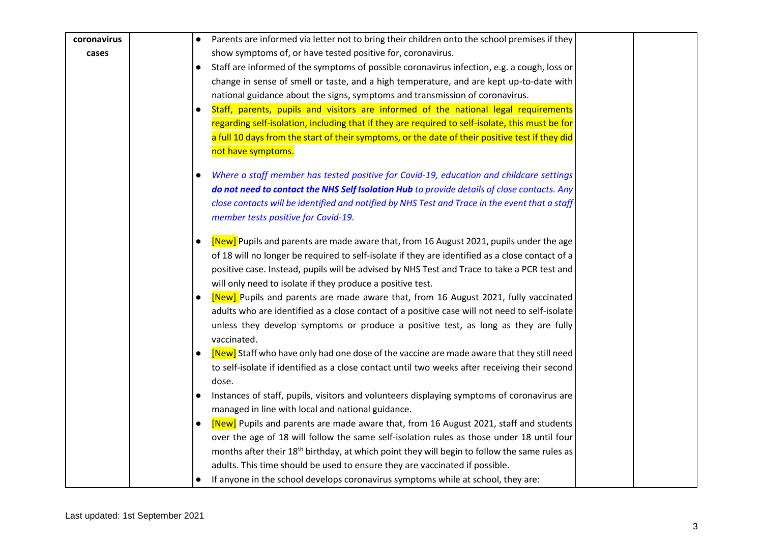| coronavirus cases | | <ul><li>Parents are informed via letter not to bring their children onto the school premises if they show symptoms of, or have tested positive for, coronavirus.</li><li>Staff are informed of the symptoms of possible coronavirus infection, e.g. a cough, loss or change in sense of smell or taste, and a high temperature, and are kept up-to-date with national guidance about the signs, symptoms and transmission of coronavirus.</li><li>Staff, parents, pupils and visitors are informed of the national legal requirements regarding self-isolation, including that if they are required to self-isolate, this must be for a full 10 days from the start of their symptoms, or the date of their positive test if they did not have symptoms.</li><li>*Where a staff member has tested positive for Covid-19, education and childcare settings **do not need to contact the NHS Self Isolation Hub** to provide details of close contacts. Any close contacts will be identified and notified by NHS Test and Trace in the event that a staff member tests positive for Covid-19.*</li><li>[New] Pupils and parents are made aware that, from 16 August 2021, pupils under the age of 18 will no longer be required to self-isolate if they are identified as a close contact of a positive case. Instead, pupils will be advised by NHS Test and Trace to take a PCR test and will only need to isolate if they produce a positive test.</li><li>[New] Pupils and parents are made aware that, from 16 August 2021, fully vaccinated adults who are identified as a close contact of a positive case will not need to self-isolate unless they develop symptoms or produce a positive test, as long as they are fully vaccinated.</li><li>[New] Staff who have only had one dose of the vaccine are made aware that they still need to self-isolate if identified as a close contact until two weeks after receiving their second dose.</li><li>Instances of staff, pupils, visitors and volunteers displaying symptoms of coronavirus are managed in line with local and national guidance.</li><li>[New] Pupils and parents are made aware that, from 16 August 2021, staff and students over the age of 18 will follow the same self-isolation rules as those under 18 until four months after their 18th birthday, at which point they will begin to follow the same rules as adults. This time should be used to ensure they are vaccinated if possible.</li><li>If anyone in the school develops coronavirus symptoms while at school, they are:</li></ul> | | |
|---|---|---|---|---|

Last updated: 1st September 2021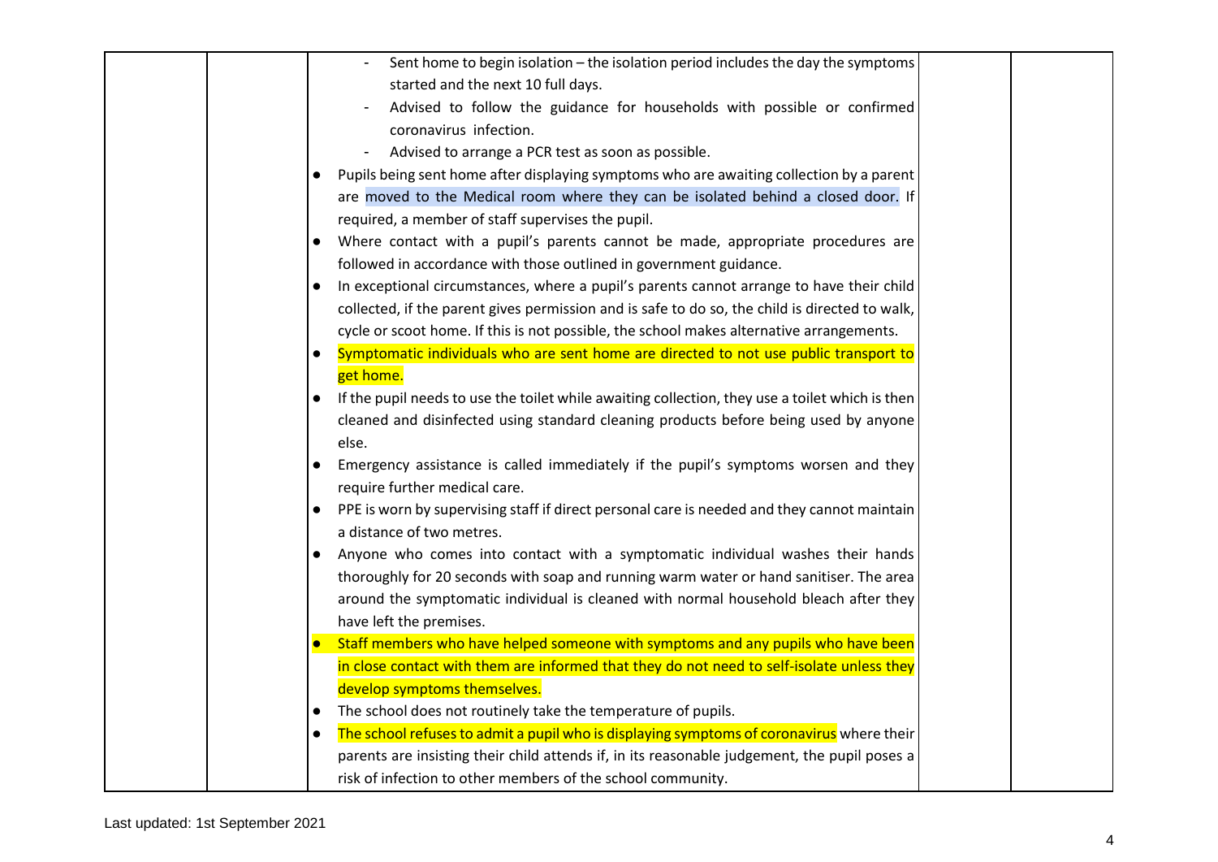| | | - Sent home to begin isolation – the isolation period includes the day the symptoms started and the next 10 full days.<br>- Advised to follow the guidance for households with possible or confirmed coronavirus infection.<br>- Advised to arrange a PCR test as soon as possible.<br>● Pupils being sent home after displaying symptoms who are awaiting collection by a parent are moved to the Medical room where they can be isolated behind a closed door. If required, a member of staff supervises the pupil.<br>● Where contact with a pupil's parents cannot be made, appropriate procedures are followed in accordance with those outlined in government guidance.<br>● In exceptional circumstances, where a pupil's parents cannot arrange to have their child collected, if the parent gives permission and is safe to do so, the child is directed to walk, cycle or scoot home. If this is not possible, the school makes alternative arrangements.<br>● Symptomatic individuals who are sent home are directed to not use public transport to get home.<br>● If the pupil needs to use the toilet while awaiting collection, they use a toilet which is then cleaned and disinfected using standard cleaning products before being used by anyone else.<br>● Emergency assistance is called immediately if the pupil's symptoms worsen and they require further medical care.<br>● PPE is worn by supervising staff if direct personal care is needed and they cannot maintain a distance of two metres.<br>● Anyone who comes into contact with a symptomatic individual washes their hands thoroughly for 20 seconds with soap and running warm water or hand sanitiser. The area around the symptomatic individual is cleaned with normal household bleach after they have left the premises.<br>● Staff members who have helped someone with symptoms and any pupils who have been in close contact with them are informed that they do not need to self-isolate unless they develop symptoms themselves.<br>● The school does not routinely take the temperature of pupils.<br>● The school refuses to admit a pupil who is displaying symptoms of coronavirus where their parents are insisting their child attends if, in its reasonable judgement, the pupil poses a risk of infection to other members of the school community. | | |
|---|---|---|---|---|

Last updated: 1st September 2021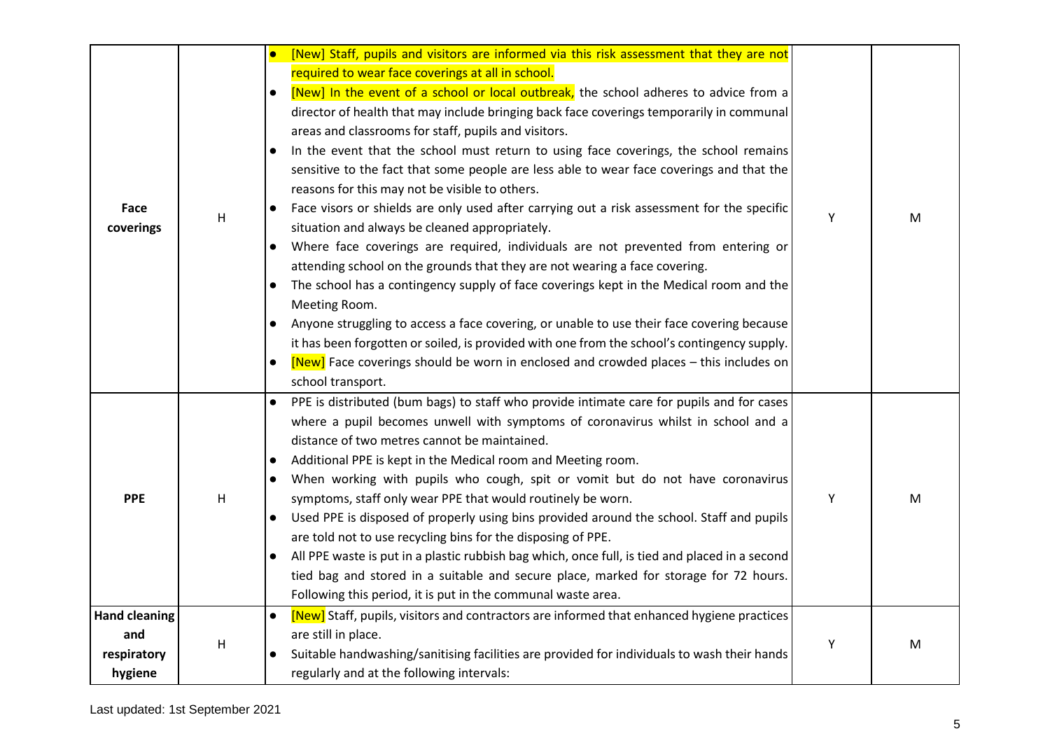| | | | | |
|---|---|---|---|---|
| **Face coverings** | H | • [New] Staff, pupils and visitors are informed via this risk assessment that they are not required to wear face coverings at all in school.<br>• [New] In the event of a school or local outbreak, the school adheres to advice from a director of health that may include bringing back face coverings temporarily in communal areas and classrooms for staff, pupils and visitors.<br>• In the event that the school must return to using face coverings, the school remains sensitive to the fact that some people are less able to wear face coverings and that the reasons for this may not be visible to others.<br>• Face visors or shields are only used after carrying out a risk assessment for the specific situation and always be cleaned appropriately.<br>• Where face coverings are required, individuals are not prevented from entering or attending school on the grounds that they are not wearing a face covering.<br>• The school has a contingency supply of face coverings kept in the Medical room and the Meeting Room.<br>• Anyone struggling to access a face covering, or unable to use their face covering because it has been forgotten or soiled, is provided with one from the school's contingency supply.<br>• [New] Face coverings should be worn in enclosed and crowded places – this includes on school transport. | Y | M |
| **PPE** | H | • PPE is distributed (bum bags) to staff who provide intimate care for pupils and for cases where a pupil becomes unwell with symptoms of coronavirus whilst in school and a distance of two metres cannot be maintained.<br>• Additional PPE is kept in the Medical room and Meeting room.<br>• When working with pupils who cough, spit or vomit but do not have coronavirus symptoms, staff only wear PPE that would routinely be worn.<br>• Used PPE is disposed of properly using bins provided around the school. Staff and pupils are told not to use recycling bins for the disposing of PPE.<br>• All PPE waste is put in a plastic rubbish bag which, once full, is tied and placed in a second tied bag and stored in a suitable and secure place, marked for storage for 72 hours. Following this period, it is put in the communal waste area. | Y | M |
| **Hand cleaning and respiratory hygiene** | H | • [New] Staff, pupils, visitors and contractors are informed that enhanced hygiene practices are still in place.<br>• Suitable handwashing/sanitising facilities are provided for individuals to wash their hands regularly and at the following intervals: | Y | M |

Last updated: 1st September 2021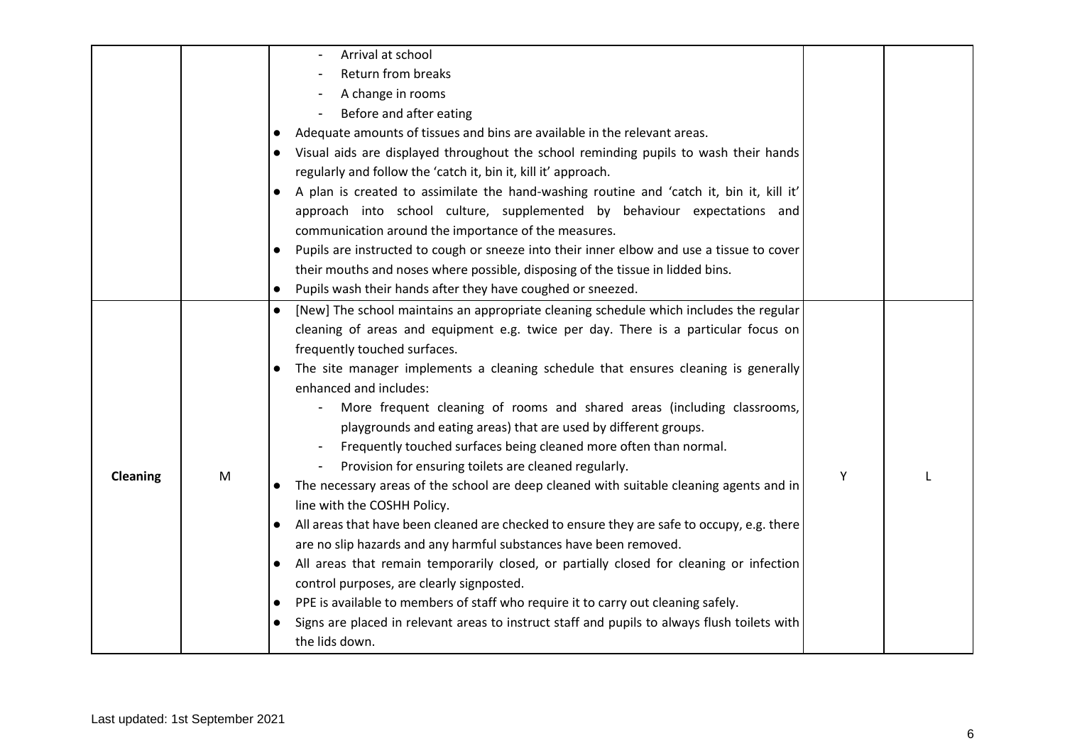| | | | | |
|---|---|---|---|---|
| | | - Arrival at school<br>- Return from breaks<br>- A change in rooms<br>- Before and after eating<br>● Adequate amounts of tissues and bins are available in the relevant areas.<br>● Visual aids are displayed throughout the school reminding pupils to wash their hands regularly and follow the 'catch it, bin it, kill it' approach.<br>● A plan is created to assimilate the hand-washing routine and 'catch it, bin it, kill it' approach into school culture, supplemented by behaviour expectations and communication around the importance of the measures.<br>● Pupils are instructed to cough or sneeze into their inner elbow and use a tissue to cover their mouths and noses where possible, disposing of the tissue in lidded bins.<br>● Pupils wash their hands after they have coughed or sneezed. | | |
| **Cleaning** | M | ● [New] The school maintains an appropriate cleaning schedule which includes the regular cleaning of areas and equipment e.g. twice per day. There is a particular focus on frequently touched surfaces.<br>● The site manager implements a cleaning schedule that ensures cleaning is generally enhanced and includes:<br>- More frequent cleaning of rooms and shared areas (including classrooms, playgrounds and eating areas) that are used by different groups.<br>- Frequently touched surfaces being cleaned more often than normal.<br>- Provision for ensuring toilets are cleaned regularly.<br>● The necessary areas of the school are deep cleaned with suitable cleaning agents and in line with the COSHH Policy.<br>● All areas that have been cleaned are checked to ensure they are safe to occupy, e.g. there are no slip hazards and any harmful substances have been removed.<br>● All areas that remain temporarily closed, or partially closed for cleaning or infection control purposes, are clearly signposted.<br>● PPE is available to members of staff who require it to carry out cleaning safely.<br>● Signs are placed in relevant areas to instruct staff and pupils to always flush toilets with the lids down. | Y | L |

Last updated: 1st September 2021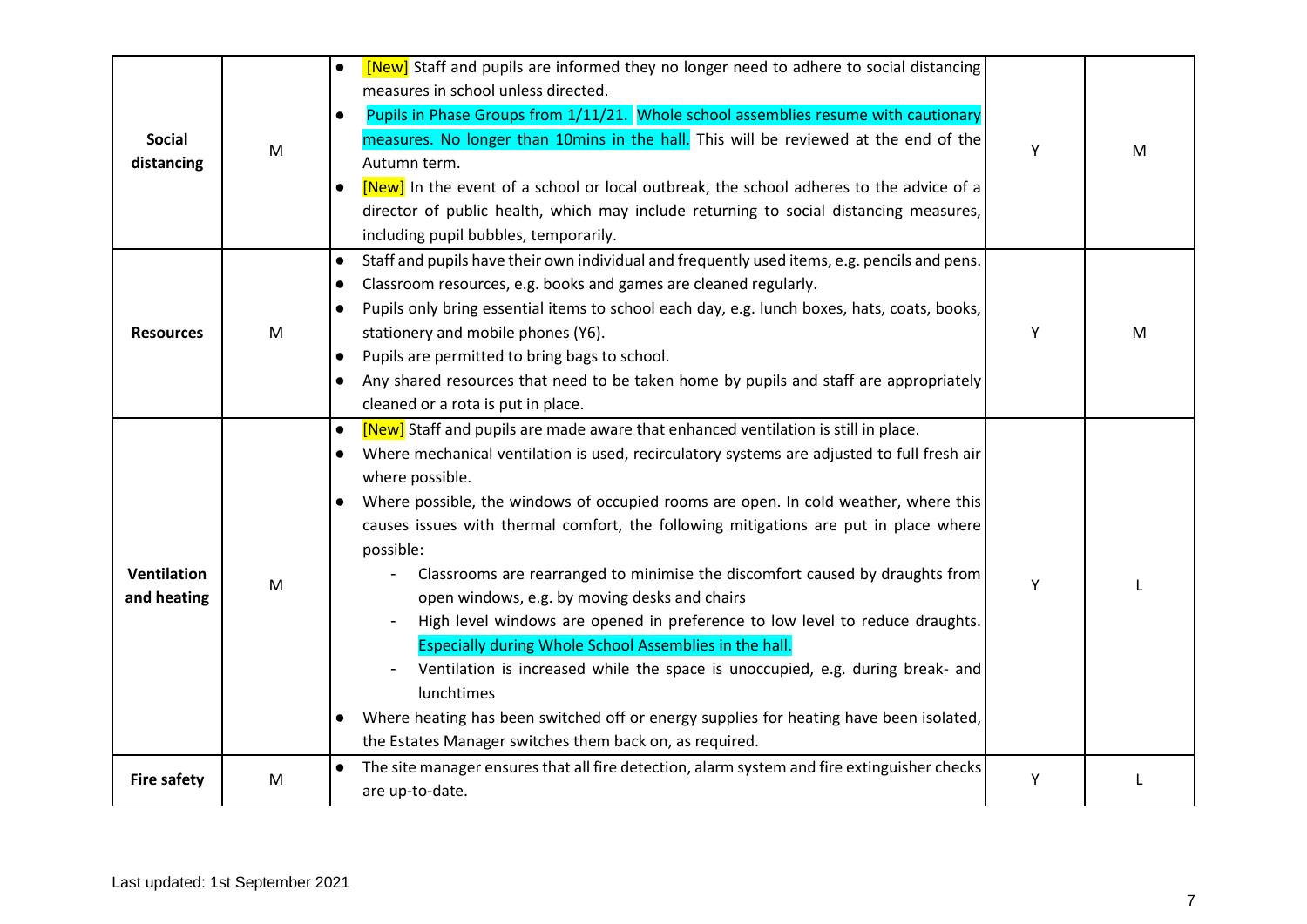| | | | | |
|---|---|---|---|---|
| **Social distancing** | M | • [New] Staff and pupils are informed they no longer need to adhere to social distancing measures in school unless directed.<br>• Pupils in Phase Groups from 1/11/21. Whole school assemblies resume with cautionary measures. No longer than 10mins in the hall. This will be reviewed at the end of the Autumn term.<br>• [New] In the event of a school or local outbreak, the school adheres to the advice of a director of public health, which may include returning to social distancing measures, including pupil bubbles, temporarily. | Y | M |
| **Resources** | M | • Staff and pupils have their own individual and frequently used items, e.g. pencils and pens.<br>• Classroom resources, e.g. books and games are cleaned regularly.<br>• Pupils only bring essential items to school each day, e.g. lunch boxes, hats, coats, books, stationery and mobile phones (Y6).<br>• Pupils are permitted to bring bags to school.<br>• Any shared resources that need to be taken home by pupils and staff are appropriately cleaned or a rota is put in place. | Y | M |
| **Ventilation and heating** | M | • [New] Staff and pupils are made aware that enhanced ventilation is still in place.<br>• Where mechanical ventilation is used, recirculatory systems are adjusted to full fresh air where possible.<br>• Where possible, the windows of occupied rooms are open. In cold weather, where this causes issues with thermal comfort, the following mitigations are put in place where possible:<br>- Classrooms are rearranged to minimise the discomfort caused by draughts from open windows, e.g. by moving desks and chairs<br>- High level windows are opened in preference to low level to reduce draughts. Especially during Whole School Assemblies in the hall.<br>- Ventilation is increased while the space is unoccupied, e.g. during break- and lunchtimes<br>• Where heating has been switched off or energy supplies for heating have been isolated, the Estates Manager switches them back on, as required. | Y | L |
| **Fire safety** | M | • The site manager ensures that all fire detection, alarm system and fire extinguisher checks are up-to-date. | Y | L |

Last updated: 1st September 2021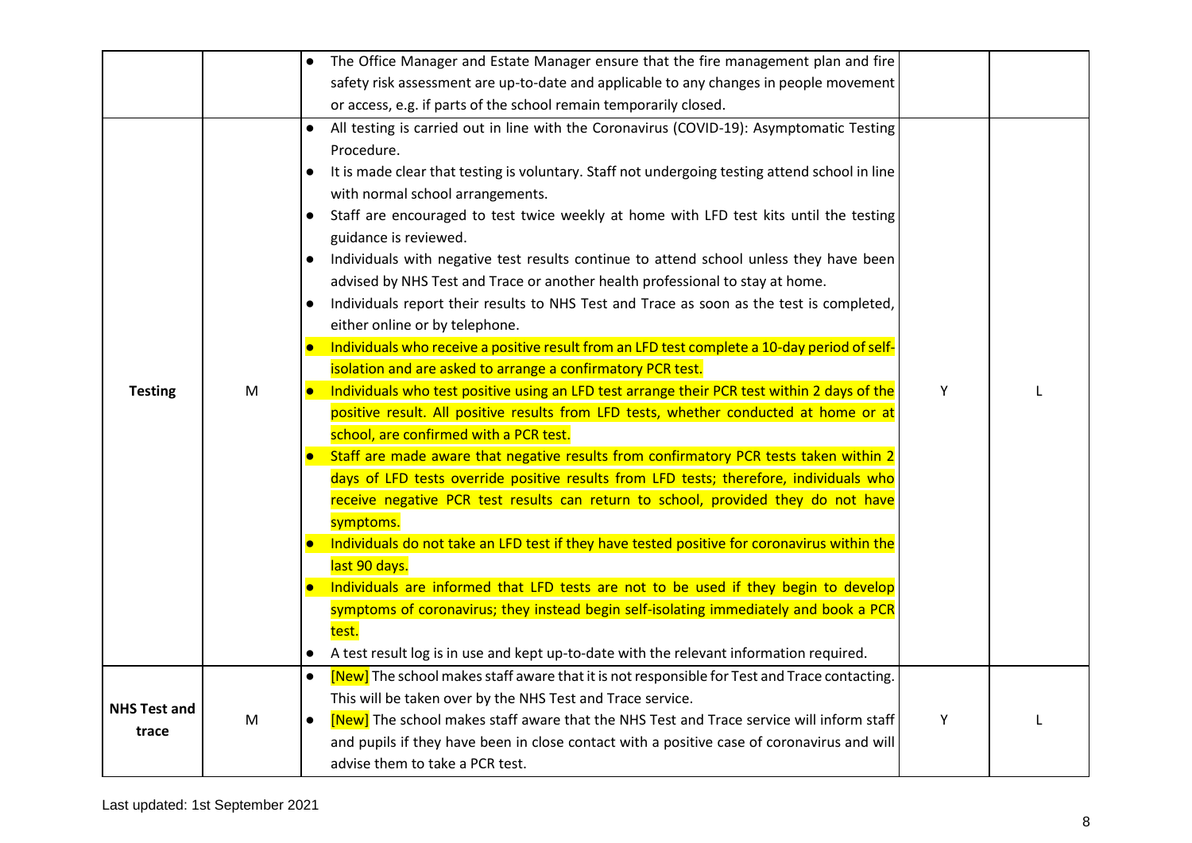| | | | | |
|---|---|---|---|---|
| | | • The Office Manager and Estate Manager ensure that the fire management plan and fire safety risk assessment are up-to-date and applicable to any changes in people movement or access, e.g. if parts of the school remain temporarily closed. | | |
| **Testing** | M | • All testing is carried out in line with the Coronavirus (COVID-19): Asymptomatic Testing Procedure.<br>• It is made clear that testing is voluntary. Staff not undergoing testing attend school in line with normal school arrangements.<br>• Staff are encouraged to test twice weekly at home with LFD test kits until the testing guidance is reviewed.<br>• Individuals with negative test results continue to attend school unless they have been advised by NHS Test and Trace or another health professional to stay at home.<br>• Individuals report their results to NHS Test and Trace as soon as the test is completed, either online or by telephone.<br>• Individuals who receive a positive result from an LFD test complete a 10-day period of self-isolation and are asked to arrange a confirmatory PCR test.<br>• Individuals who test positive using an LFD test arrange their PCR test within 2 days of the positive result. All positive results from LFD tests, whether conducted at home or at school, are confirmed with a PCR test.<br>• Staff are made aware that negative results from confirmatory PCR tests taken within 2 days of LFD tests override positive results from LFD tests; therefore, individuals who receive negative PCR test results can return to school, provided they do not have symptoms.<br>• Individuals do not take an LFD test if they have tested positive for coronavirus within the last 90 days.<br>• Individuals are informed that LFD tests are not to be used if they begin to develop symptoms of coronavirus; they instead begin self-isolating immediately and book a PCR test.<br>• A test result log is in use and kept up-to-date with the relevant information required. | Y | L |
| **NHS Test and trace** | M | • [New] The school makes staff aware that it is not responsible for Test and Trace contacting. This will be taken over by the NHS Test and Trace service.<br>• [New] The school makes staff aware that the NHS Test and Trace service will inform staff and pupils if they have been in close contact with a positive case of coronavirus and will advise them to take a PCR test. | Y | L |

Last updated: 1st September 2021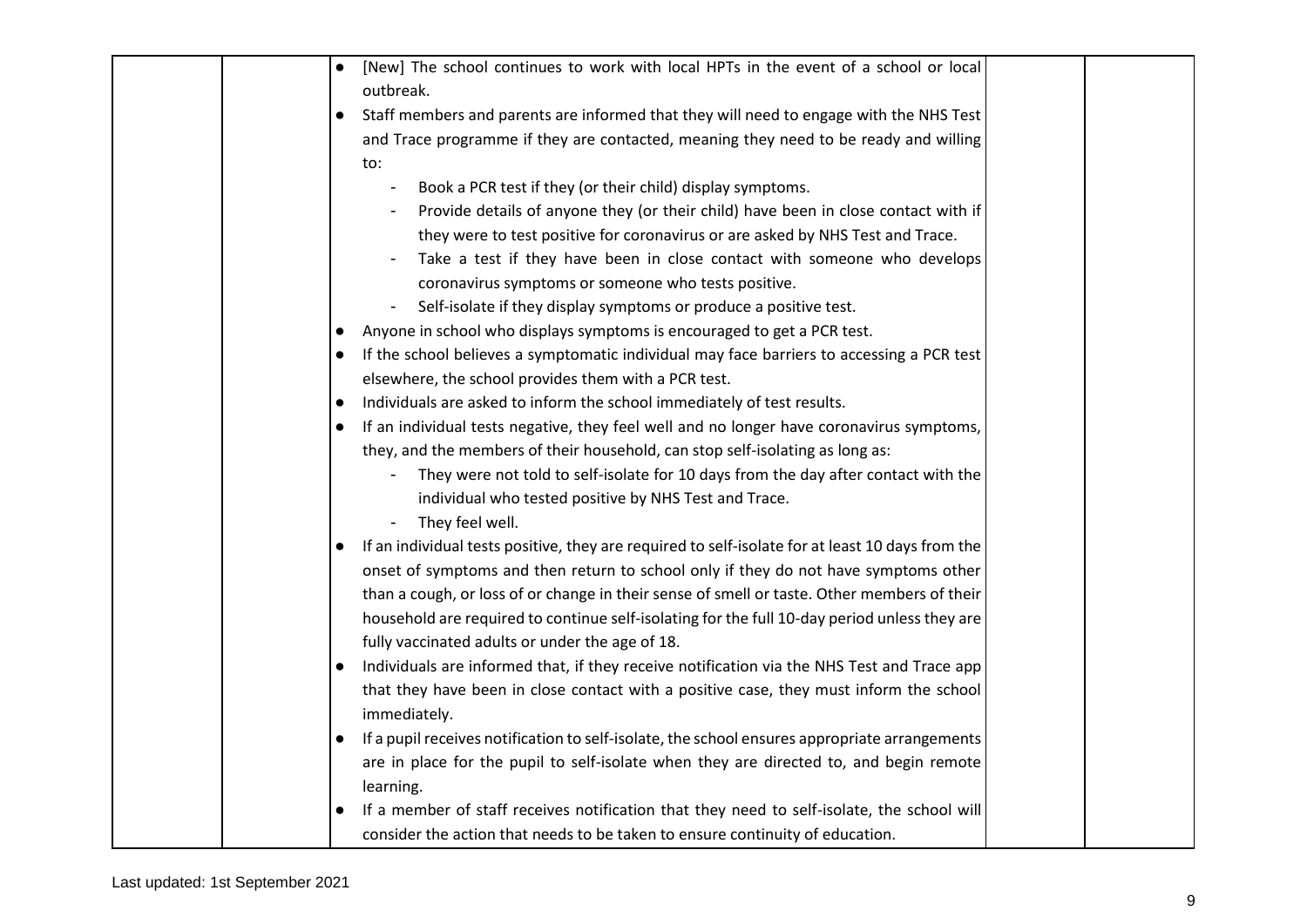| | | | | |
|---|---|---|---|---|
| | | • [New] The school continues to work with local HPTs in the event of a school or local outbreak.<br>• Staff members and parents are informed that they will need to engage with the NHS Test and Trace programme if they are contacted, meaning they need to be ready and willing to:<br>  - Book a PCR test if they (or their child) display symptoms.<br>  - Provide details of anyone they (or their child) have been in close contact with if they were to test positive for coronavirus or are asked by NHS Test and Trace.<br>  - Take a test if they have been in close contact with someone who develops coronavirus symptoms or someone who tests positive.<br>  - Self-isolate if they display symptoms or produce a positive test.<br>• Anyone in school who displays symptoms is encouraged to get a PCR test.<br>• If the school believes a symptomatic individual may face barriers to accessing a PCR test elsewhere, the school provides them with a PCR test.<br>• Individuals are asked to inform the school immediately of test results.<br>• If an individual tests negative, they feel well and no longer have coronavirus symptoms, they, and the members of their household, can stop self-isolating as long as:<br>  - They were not told to self-isolate for 10 days from the day after contact with the individual who tested positive by NHS Test and Trace.<br>  - They feel well.<br>• If an individual tests positive, they are required to self-isolate for at least 10 days from the onset of symptoms and then return to school only if they do not have symptoms other than a cough, or loss of or change in their sense of smell or taste. Other members of their household are required to continue self-isolating for the full 10-day period unless they are fully vaccinated adults or under the age of 18.<br>• Individuals are informed that, if they receive notification via the NHS Test and Trace app that they have been in close contact with a positive case, they must inform the school immediately.<br>• If a pupil receives notification to self-isolate, the school ensures appropriate arrangements are in place for the pupil to self-isolate when they are directed to, and begin remote learning.<br>• If a member of staff receives notification that they need to self-isolate, the school will consider the action that needs to be taken to ensure continuity of education. | | |

Last updated: 1st September 2021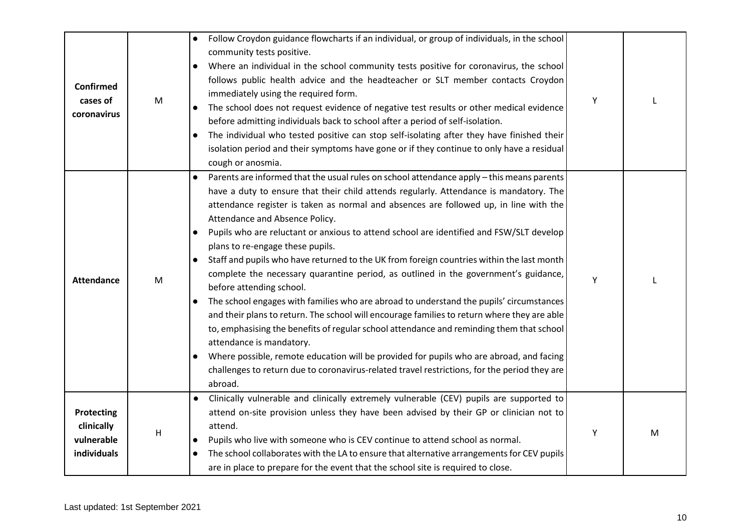| | | | | |
|---|---|---|---|---|
| **Confirmed cases of coronavirus** | M | • Follow Croydon guidance flowcharts if an individual, or group of individuals, in the school community tests positive.<br>• Where an individual in the school community tests positive for coronavirus, the school follows public health advice and the headteacher or SLT member contacts Croydon immediately using the required form.<br>• The school does not request evidence of negative test results or other medical evidence before admitting individuals back to school after a period of self-isolation.<br>• The individual who tested positive can stop self-isolating after they have finished their isolation period and their symptoms have gone or if they continue to only have a residual cough or anosmia. | Y | L |
| **Attendance** | M | • Parents are informed that the usual rules on school attendance apply – this means parents have a duty to ensure that their child attends regularly. Attendance is mandatory. The attendance register is taken as normal and absences are followed up, in line with the Attendance and Absence Policy.<br>• Pupils who are reluctant or anxious to attend school are identified and FSW/SLT develop plans to re-engage these pupils.<br>• Staff and pupils who have returned to the UK from foreign countries within the last month complete the necessary quarantine period, as outlined in the government's guidance, before attending school.<br>• The school engages with families who are abroad to understand the pupils' circumstances and their plans to return. The school will encourage families to return where they are able to, emphasising the benefits of regular school attendance and reminding them that school attendance is mandatory.<br>• Where possible, remote education will be provided for pupils who are abroad, and facing challenges to return due to coronavirus-related travel restrictions, for the period they are abroad. | Y | L |
| **Protecting clinically vulnerable individuals** | H | • Clinically vulnerable and clinically extremely vulnerable (CEV) pupils are supported to attend on-site provision unless they have been advised by their GP or clinician not to attend.<br>• Pupils who live with someone who is CEV continue to attend school as normal.<br>• The school collaborates with the LA to ensure that alternative arrangements for CEV pupils are in place to prepare for the event that the school site is required to close. | Y | M |

Last updated: 1st September 2021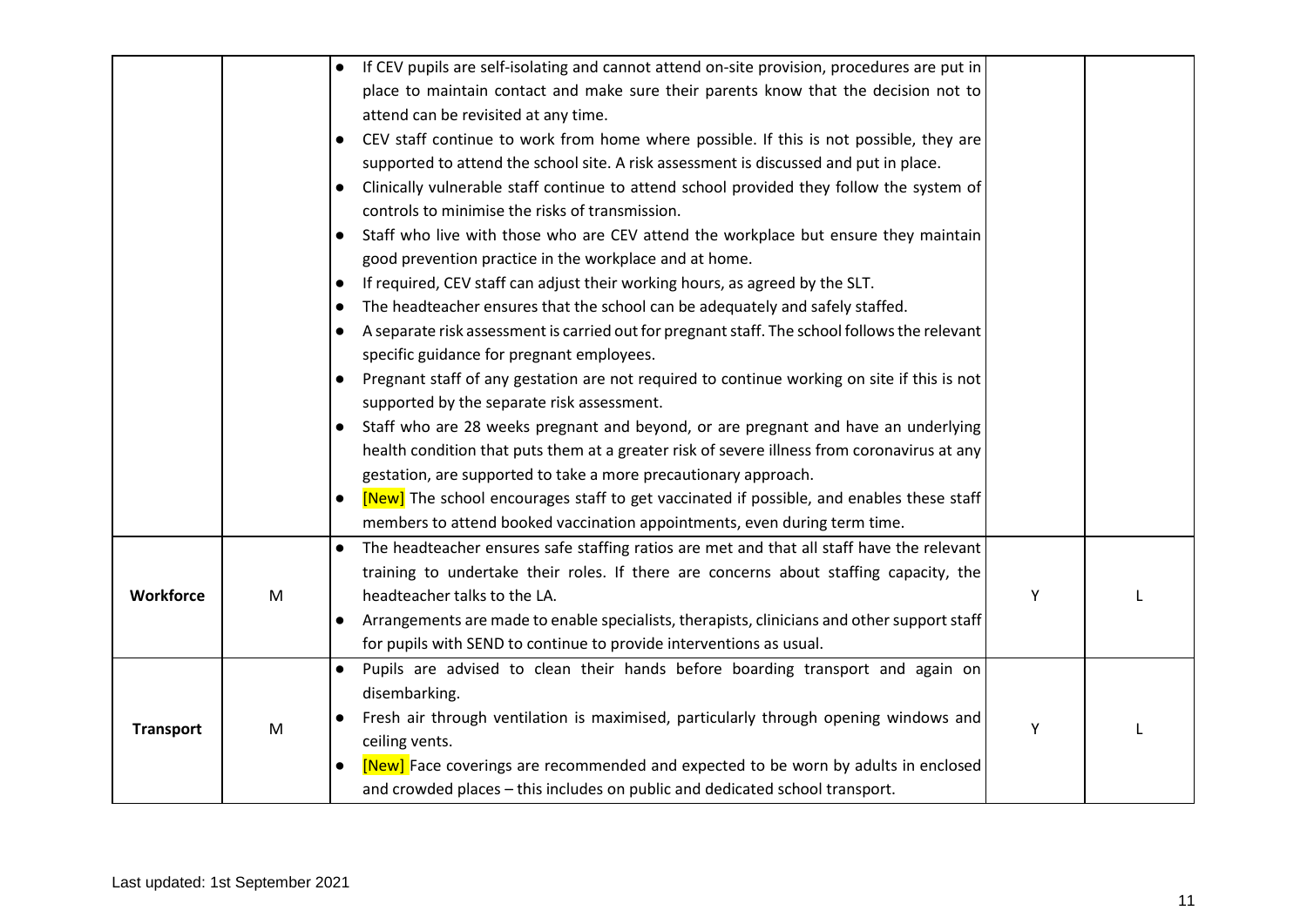| | | | | |
|---|---|---|---|---|
| | | <ul><li>If CEV pupils are self-isolating and cannot attend on-site provision, procedures are put in place to maintain contact and make sure their parents know that the decision not to attend can be revisited at any time.</li><li>CEV staff continue to work from home where possible. If this is not possible, they are supported to attend the school site. A risk assessment is discussed and put in place.</li><li>Clinically vulnerable staff continue to attend school provided they follow the system of controls to minimise the risks of transmission.</li><li>Staff who live with those who are CEV attend the workplace but ensure they maintain good prevention practice in the workplace and at home.</li><li>If required, CEV staff can adjust their working hours, as agreed by the SLT.</li><li>The headteacher ensures that the school can be adequately and safely staffed.</li><li>A separate risk assessment is carried out for pregnant staff. The school follows the relevant specific guidance for pregnant employees.</li><li>Pregnant staff of any gestation are not required to continue working on site if this is not supported by the separate risk assessment.</li><li>Staff who are 28 weeks pregnant and beyond, or are pregnant and have an underlying health condition that puts them at a greater risk of severe illness from coronavirus at any gestation, are supported to take a more precautionary approach.</li><li>[New] The school encourages staff to get vaccinated if possible, and enables these staff members to attend booked vaccination appointments, even during term time.</li></ul> | | |
| **Workforce** | M | <ul><li>The headteacher ensures safe staffing ratios are met and that all staff have the relevant training to undertake their roles. If there are concerns about staffing capacity, the headteacher talks to the LA.</li><li>Arrangements are made to enable specialists, therapists, clinicians and other support staff for pupils with SEND to continue to provide interventions as usual.</li></ul> | Y | L |
| **Transport** | M | <ul><li>Pupils are advised to clean their hands before boarding transport and again on disembarking.</li><li>Fresh air through ventilation is maximised, particularly through opening windows and ceiling vents.</li><li>[New] Face coverings are recommended and expected to be worn by adults in enclosed and crowded places – this includes on public and dedicated school transport.</li></ul> | Y | L |

Last updated: 1st September 2021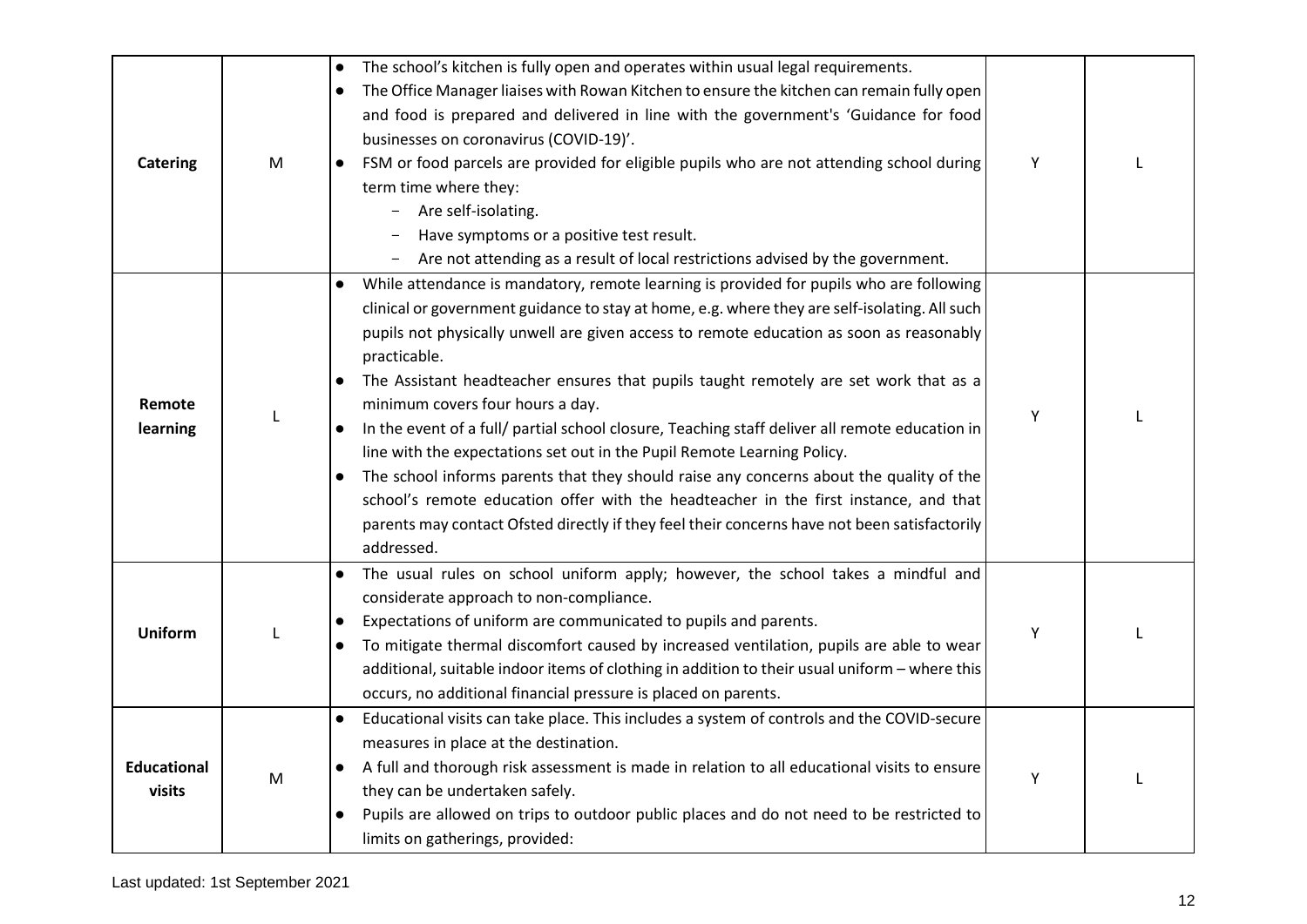| | | | | |
|---|---|---|---|---|
| **Catering** | M | ● The school's kitchen is fully open and operates within usual legal requirements.<br>● The Office Manager liaises with Rowan Kitchen to ensure the kitchen can remain fully open and food is prepared and delivered in line with the government's 'Guidance for food businesses on coronavirus (COVID-19)'.<br>● FSM or food parcels are provided for eligible pupils who are not attending school during term time where they:<br>- Are self-isolating.<br>- Have symptoms or a positive test result.<br>- Are not attending as a result of local restrictions advised by the government. | Y | L |
| **Remote learning** | L | ● While attendance is mandatory, remote learning is provided for pupils who are following clinical or government guidance to stay at home, e.g. where they are self-isolating. All such pupils not physically unwell are given access to remote education as soon as reasonably practicable.<br>● The Assistant headteacher ensures that pupils taught remotely are set work that as a minimum covers four hours a day.<br>● In the event of a full/ partial school closure, Teaching staff deliver all remote education in line with the expectations set out in the Pupil Remote Learning Policy.<br>● The school informs parents that they should raise any concerns about the quality of the school's remote education offer with the headteacher in the first instance, and that parents may contact Ofsted directly if they feel their concerns have not been satisfactorily addressed. | Y | L |
| **Uniform** | L | ● The usual rules on school uniform apply; however, the school takes a mindful and considerate approach to non-compliance.<br>● Expectations of uniform are communicated to pupils and parents.<br>● To mitigate thermal discomfort caused by increased ventilation, pupils are able to wear additional, suitable indoor items of clothing in addition to their usual uniform – where this occurs, no additional financial pressure is placed on parents. | Y | L |
| **Educational visits** | M | ● Educational visits can take place. This includes a system of controls and the COVID-secure measures in place at the destination.<br>● A full and thorough risk assessment is made in relation to all educational visits to ensure they can be undertaken safely.<br>● Pupils are allowed on trips to outdoor public places and do not need to be restricted to limits on gatherings, provided: | Y | L |

Last updated: 1st September 2021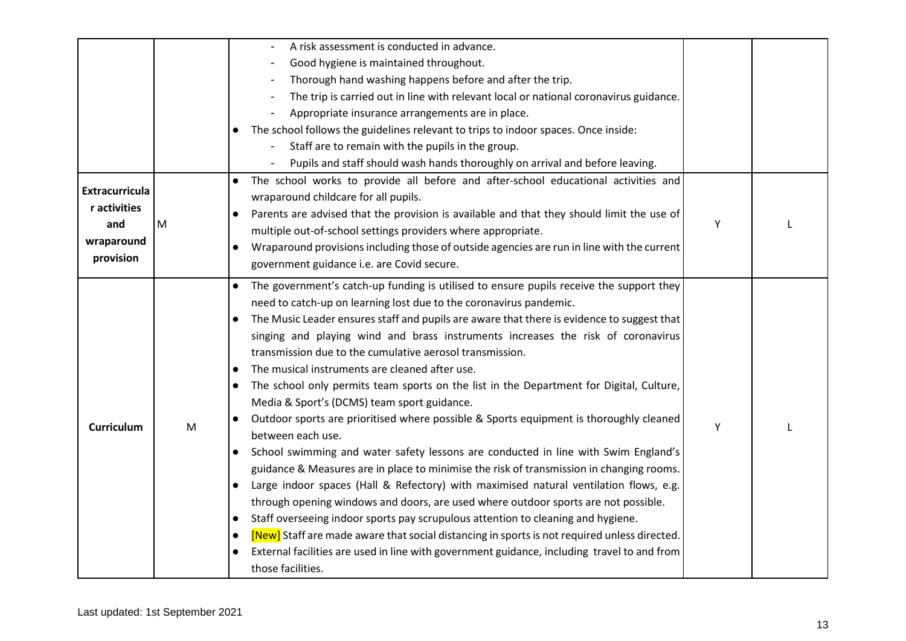| | | | | |
|---|---|---|---|---|
| | | - A risk assessment is conducted in advance.<br>- Good hygiene is maintained throughout.<br>- Thorough hand washing happens before and after the trip.<br>- The trip is carried out in line with relevant local or national coronavirus guidance.<br>- Appropriate insurance arrangements are in place.<br>● The school follows the guidelines relevant to trips to indoor spaces. Once inside:<br>- Staff are to remain with the pupils in the group.<br>- Pupils and staff should wash hands thoroughly on arrival and before leaving. | | |
| **Extracurricular activities and wraparound provision** | M | ● The school works to provide all before and after-school educational activities and wraparound childcare for all pupils.<br>● Parents are advised that the provision is available and that they should limit the use of multiple out-of-school settings providers where appropriate.<br>● Wraparound provisions including those of outside agencies are run in line with the current government guidance i.e. are Covid secure. | Y | L |
| **Curriculum** | M | ● The government's catch-up funding is utilised to ensure pupils receive the support they need to catch-up on learning lost due to the coronavirus pandemic.<br>● The Music Leader ensures staff and pupils are aware that there is evidence to suggest that singing and playing wind and brass instruments increases the risk of coronavirus transmission due to the cumulative aerosol transmission.<br>● The musical instruments are cleaned after use.<br>● The school only permits team sports on the list in the Department for Digital, Culture, Media & Sport's (DCMS) team sport guidance.<br>● Outdoor sports are prioritised where possible & Sports equipment is thoroughly cleaned between each use.<br>● School swimming and water safety lessons are conducted in line with Swim England's guidance & Measures are in place to minimise the risk of transmission in changing rooms.<br>● Large indoor spaces (Hall & Refectory) with maximised natural ventilation flows, e.g. through opening windows and doors, are used where outdoor sports are not possible.<br>● Staff overseeing indoor sports pay scrupulous attention to cleaning and hygiene.<br>● [New] Staff are made aware that social distancing in sports is not required unless directed.<br>● External facilities are used in line with government guidance, including travel to and from those facilities. | Y | L |

Last updated: 1st September 2021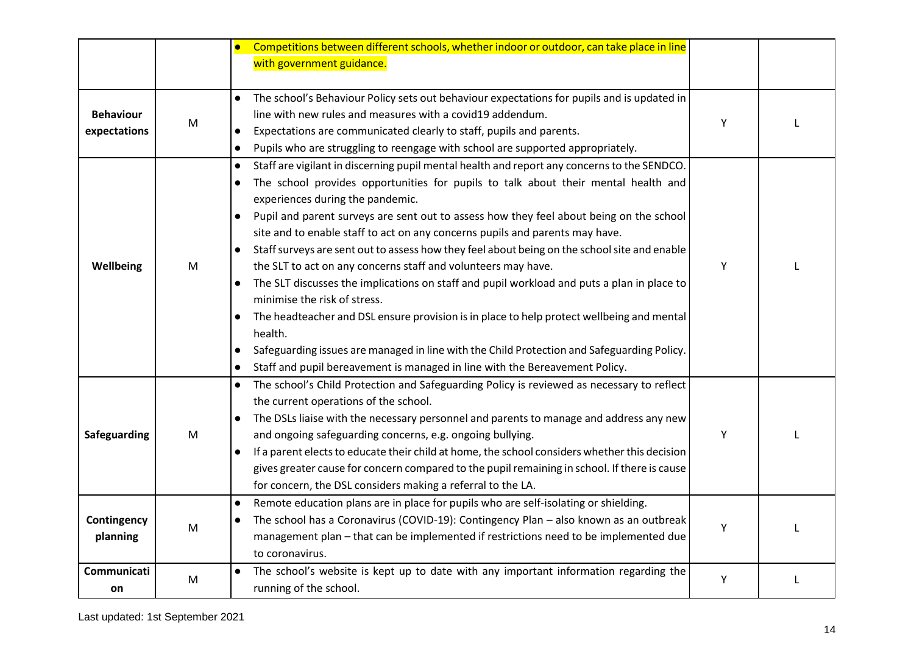| | | | | |
|---|---|---|---|---|
| | | • Competitions between different schools, whether indoor or outdoor, can take place in line with government guidance. | | |
| **Behaviour expectations** | M | • The school's Behaviour Policy sets out behaviour expectations for pupils and is updated in line with new rules and measures with a covid19 addendum.<br>• Expectations are communicated clearly to staff, pupils and parents.<br>• Pupils who are struggling to reengage with school are supported appropriately. | Y | L |
| **Wellbeing** | M | • Staff are vigilant in discerning pupil mental health and report any concerns to the SENDCO.<br>• The school provides opportunities for pupils to talk about their mental health and experiences during the pandemic.<br>• Pupil and parent surveys are sent out to assess how they feel about being on the school site and to enable staff to act on any concerns pupils and parents may have.<br>• Staff surveys are sent out to assess how they feel about being on the school site and enable the SLT to act on any concerns staff and volunteers may have.<br>• The SLT discusses the implications on staff and pupil workload and puts a plan in place to minimise the risk of stress.<br>• The headteacher and DSL ensure provision is in place to help protect wellbeing and mental health.<br>• Safeguarding issues are managed in line with the Child Protection and Safeguarding Policy.<br>• Staff and pupil bereavement is managed in line with the Bereavement Policy. | Y | L |
| **Safeguarding** | M | • The school's Child Protection and Safeguarding Policy is reviewed as necessary to reflect the current operations of the school.<br>• The DSLs liaise with the necessary personnel and parents to manage and address any new and ongoing safeguarding concerns, e.g. ongoing bullying.<br>• If a parent elects to educate their child at home, the school considers whether this decision gives greater cause for concern compared to the pupil remaining in school. If there is cause for concern, the DSL considers making a referral to the LA. | Y | L |
| **Contingency planning** | M | • Remote education plans are in place for pupils who are self-isolating or shielding.<br>• The school has a Coronavirus (COVID-19): Contingency Plan – also known as an outbreak management plan – that can be implemented if restrictions need to be implemented due to coronavirus. | Y | L |
| **Communication** | M | • The school's website is kept up to date with any important information regarding the running of the school. | Y | L |

Last updated: 1st September 2021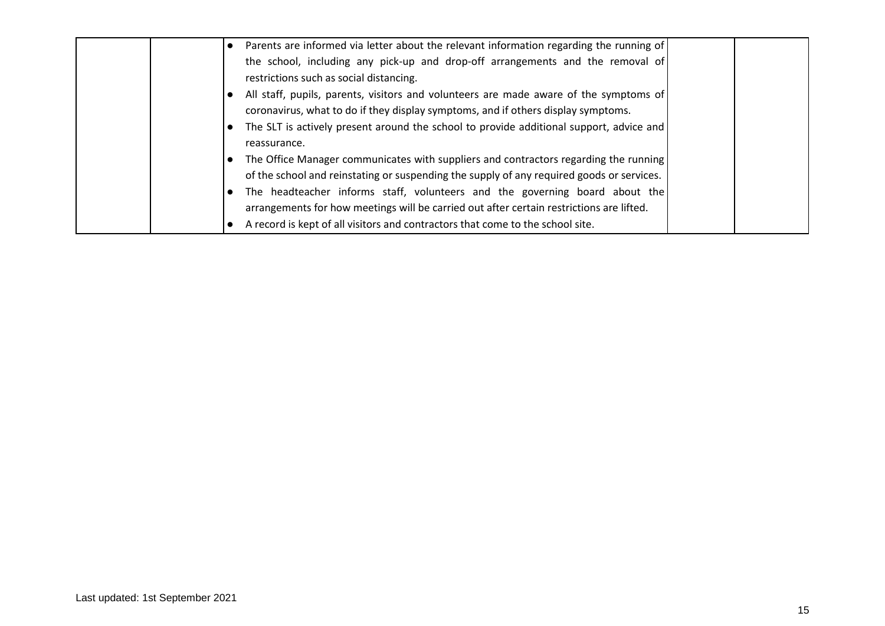| | | | | |
|---|---|---|---|---|
| | | <ul><li>Parents are informed via letter about the relevant information regarding the running of the school, including any pick-up and drop-off arrangements and the removal of restrictions such as social distancing.</li><li>All staff, pupils, parents, visitors and volunteers are made aware of the symptoms of coronavirus, what to do if they display symptoms, and if others display symptoms.</li><li>The SLT is actively present around the school to provide additional support, advice and reassurance.</li><li>The Office Manager communicates with suppliers and contractors regarding the running of the school and reinstating or suspending the supply of any required goods or services.</li><li>The headteacher informs staff, volunteers and the governing board about the arrangements for how meetings will be carried out after certain restrictions are lifted.</li><li>A record is kept of all visitors and contractors that come to the school site.</li></ul> | | |

Last updated: 1st September 2021